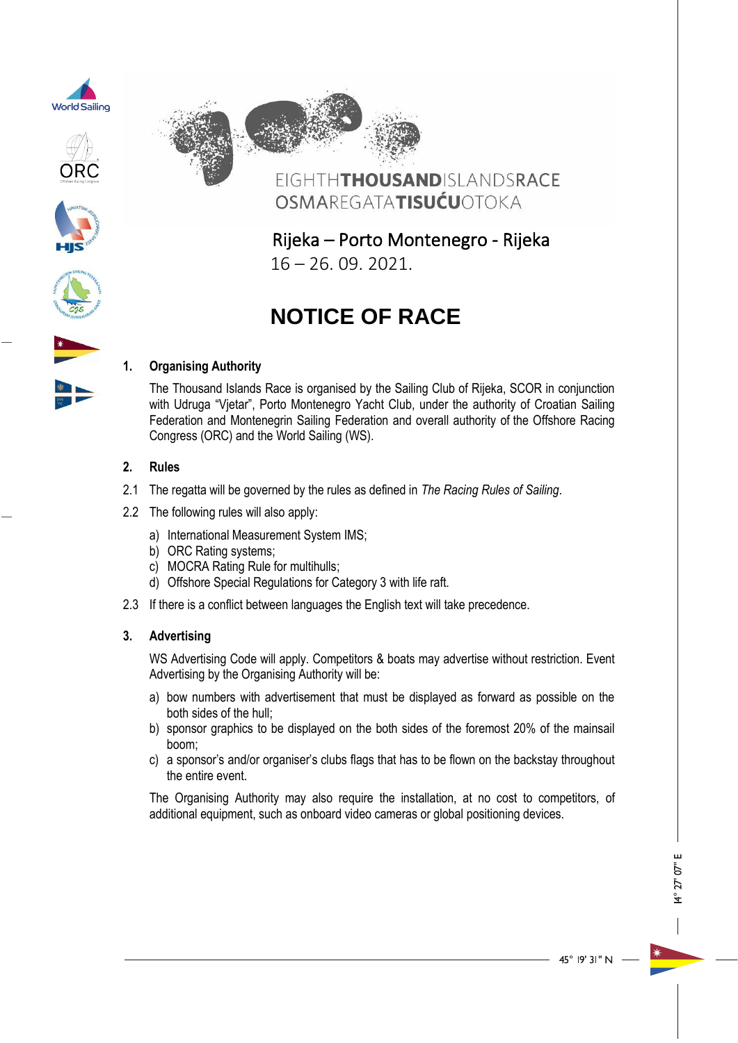EIGHTH**THOUSAND**ISLANDSRACE
OSMAREGATA**TISUĆU**OTOKA

Rijeka – Porto Montenegro - Rijeka
16 – 26. 09. 2021.

# NOTICE OF RACE

## 1. Organising Authority

The Thousand Islands Race is organised by the Sailing Club of Rijeka, SCOR in conjunction with Udruga "Vjetar", Porto Montenegro Yacht Club, under the authority of Croatian Sailing Federation and Montenegrin Sailing Federation and overall authority of the Offshore Racing Congress (ORC) and the World Sailing (WS).

## 2. Rules

2.1 The regatta will be governed by the rules as defined in *The Racing Rules of Sailing*.

2.2 The following rules will also apply:

a) International Measurement System IMS;
b) ORC Rating systems;
c) MOCRA Rating Rule for multihulls;
d) Offshore Special Regulations for Category 3 with life raft.

2.3 If there is a conflict between languages the English text will take precedence.

## 3. Advertising

WS Advertising Code will apply. Competitors & boats may advertise without restriction. Event Advertising by the Organising Authority will be:

a) bow numbers with advertisement that must be displayed as forward as possible on the both sides of the hull;
b) sponsor graphics to be displayed on the both sides of the foremost 20% of the mainsail boom;
c) a sponsor's and/or organiser's clubs flags that has to be flown on the backstay throughout the entire event.

The Organising Authority may also require the installation, at no cost to competitors, of additional equipment, such as onboard video cameras or global positioning devices.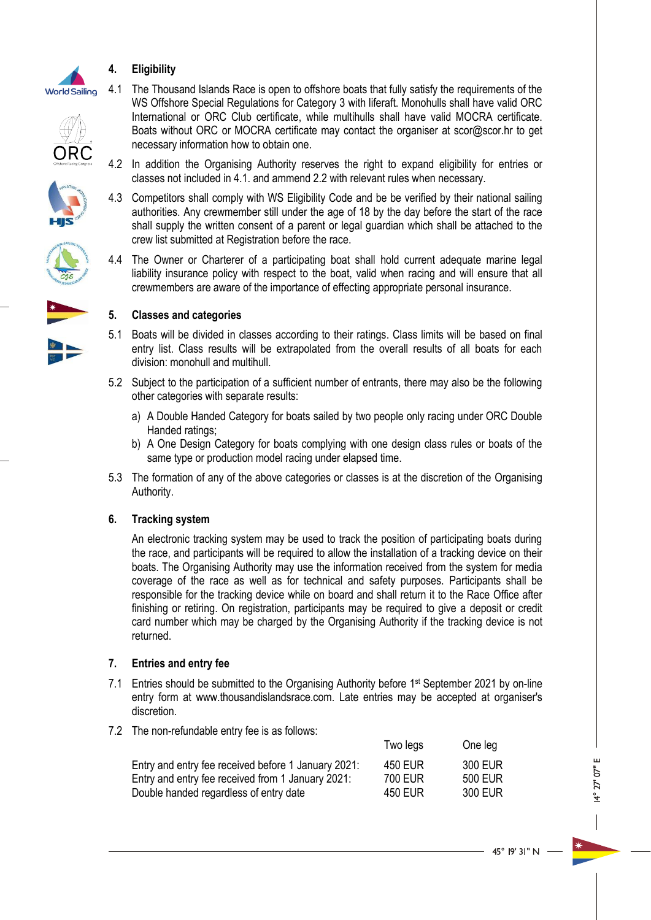## 4. Eligibility

4.1 The Thousand Islands Race is open to offshore boats that fully satisfy the requirements of the WS Offshore Special Regulations for Category 3 with liferaft. Monohulls shall have valid ORC International or ORC Club certificate, while multihulls shall have valid MOCRA certificate. Boats without ORC or MOCRA certificate may contact the organiser at scor@scor.hr to get necessary information how to obtain one.

4.2 In addition the Organising Authority reserves the right to expand eligibility for entries or classes not included in 4.1. and ammend 2.2 with relevant rules when necessary.

4.3 Competitors shall comply with WS Eligibility Code and be be verified by their national sailing authorities. Any crewmember still under the age of 18 by the day before the start of the race shall supply the written consent of a parent or legal guardian which shall be attached to the crew list submitted at Registration before the race.

4.4 The Owner or Charterer of a participating boat shall hold current adequate marine legal liability insurance policy with respect to the boat, valid when racing and will ensure that all crewmembers are aware of the importance of effecting appropriate personal insurance.

## 5. Classes and categories

5.1 Boats will be divided in classes according to their ratings. Class limits will be based on final entry list. Class results will be extrapolated from the overall results of all boats for each division: monohull and multihull.

5.2 Subject to the participation of a sufficient number of entrants, there may also be the following other categories with separate results:

a) A Double Handed Category for boats sailed by two people only racing under ORC Double Handed ratings;

b) A One Design Category for boats complying with one design class rules or boats of the same type or production model racing under elapsed time.

5.3 The formation of any of the above categories or classes is at the discretion of the Organising Authority.

## 6. Tracking system

An electronic tracking system may be used to track the position of participating boats during the race, and participants will be required to allow the installation of a tracking device on their boats. The Organising Authority may use the information received from the system for media coverage of the race as well as for technical and safety purposes. Participants shall be responsible for the tracking device while on board and shall return it to the Race Office after finishing or retiring. On registration, participants may be required to give a deposit or credit card number which may be charged by the Organising Authority if the tracking device is not returned.

## 7. Entries and entry fee

7.1 Entries should be submitted to the Organising Authority before 1st September 2021 by on-line entry form at www.thousandislandsrace.com. Late entries may be accepted at organiser's discretion.

7.2 The non-refundable entry fee is as follows:

| | Two legs | One leg |
|---|---|---|
| Entry and entry fee received before 1 January 2021: | 450 EUR | 300 EUR |
| Entry and entry fee received from 1 January 2021: | 700 EUR | 500 EUR |
| Double handed regardless of entry date | 450 EUR | 300 EUR |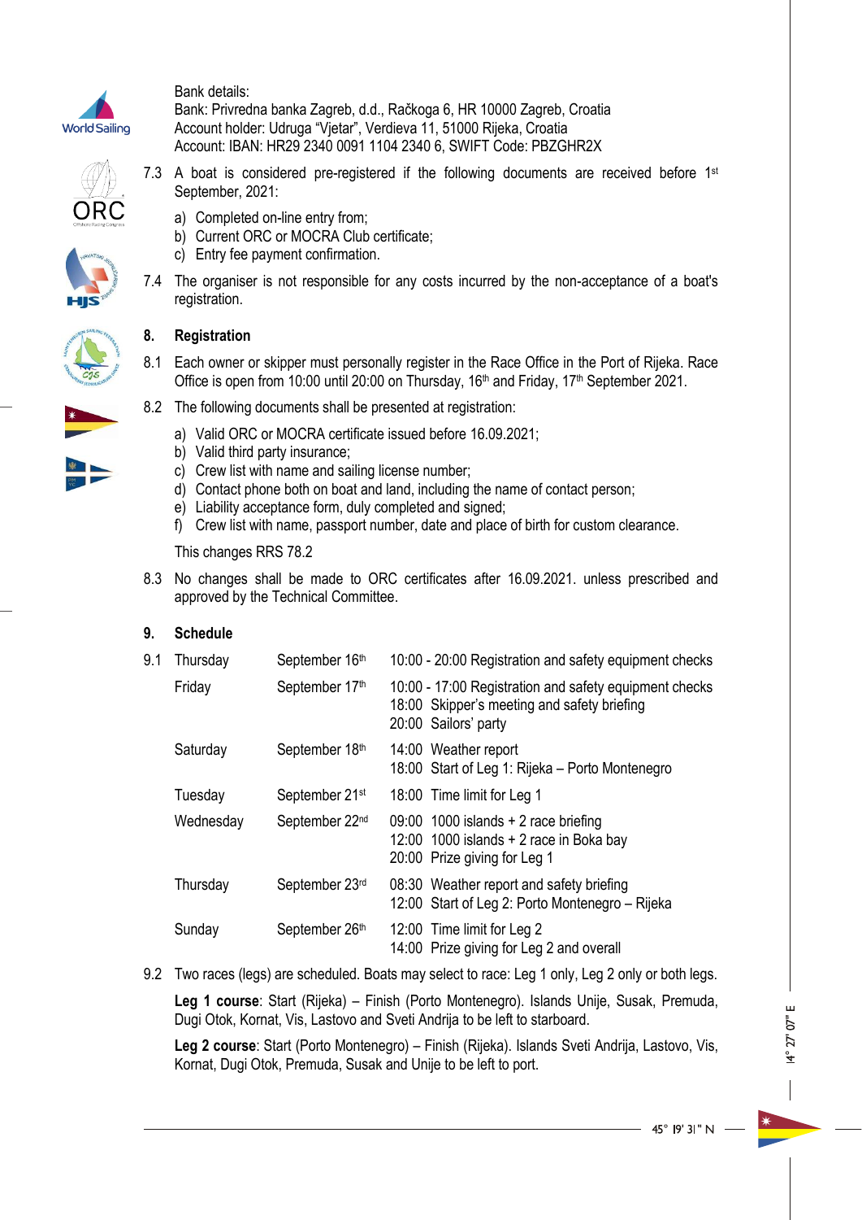Bank details:
Bank: Privredna banka Zagreb, d.d., Račkoga 6, HR 10000 Zagreb, Croatia
Account holder: Udruga "Vjetar", Verdieva 11, 51000 Rijeka, Croatia
Account: IBAN: HR29 2340 0091 1104 2340 6, SWIFT Code: PBZGHR2X

7.3 A boat is considered pre-registered if the following documents are received before 1st September, 2021:

a) Completed on-line entry from;
b) Current ORC or MOCRA Club certificate;
c) Entry fee payment confirmation.

7.4 The organiser is not responsible for any costs incurred by the non-acceptance of a boat's registration.

## 8. Registration

8.1 Each owner or skipper must personally register in the Race Office in the Port of Rijeka. Race Office is open from 10:00 until 20:00 on Thursday, 16th and Friday, 17th September 2021.

8.2 The following documents shall be presented at registration:

a) Valid ORC or MOCRA certificate issued before 16.09.2021;
b) Valid third party insurance;
c) Crew list with name and sailing license number;
d) Contact phone both on boat and land, including the name of contact person;
e) Liability acceptance form, duly completed and signed;
f) Crew list with name, passport number, date and place of birth for custom clearance.

This changes RRS 78.2

8.3 No changes shall be made to ORC certificates after 16.09.2021. unless prescribed and approved by the Technical Committee.

## 9. Schedule

9.1

| Day | Date | Time / Event |
|---|---|---|
| Thursday | September 16th | 10:00 - 20:00 Registration and safety equipment checks |
| Friday | September 17th | 10:00 - 17:00 Registration and safety equipment checks<br>18:00 Skipper's meeting and safety briefing<br>20:00 Sailors' party |
| Saturday | September 18th | 14:00 Weather report<br>18:00 Start of Leg 1: Rijeka – Porto Montenegro |
| Tuesday | September 21st | 18:00 Time limit for Leg 1 |
| Wednesday | September 22nd | 09:00 1000 islands + 2 race briefing<br>12:00 1000 islands + 2 race in Boka bay<br>20:00 Prize giving for Leg 1 |
| Thursday | September 23rd | 08:30 Weather report and safety briefing<br>12:00 Start of Leg 2: Porto Montenegro – Rijeka |
| Sunday | September 26th | 12:00 Time limit for Leg 2<br>14:00 Prize giving for Leg 2 and overall |

9.2 Two races (legs) are scheduled. Boats may select to race: Leg 1 only, Leg 2 only or both legs.

**Leg 1 course**: Start (Rijeka) – Finish (Porto Montenegro). Islands Unije, Susak, Premuda, Dugi Otok, Kornat, Vis, Lastovo and Sveti Andrija to be left to starboard.

**Leg 2 course**: Start (Porto Montenegro) – Finish (Rijeka). Islands Sveti Andrija, Lastovo, Vis, Kornat, Dugi Otok, Premuda, Susak and Unije to be left to port.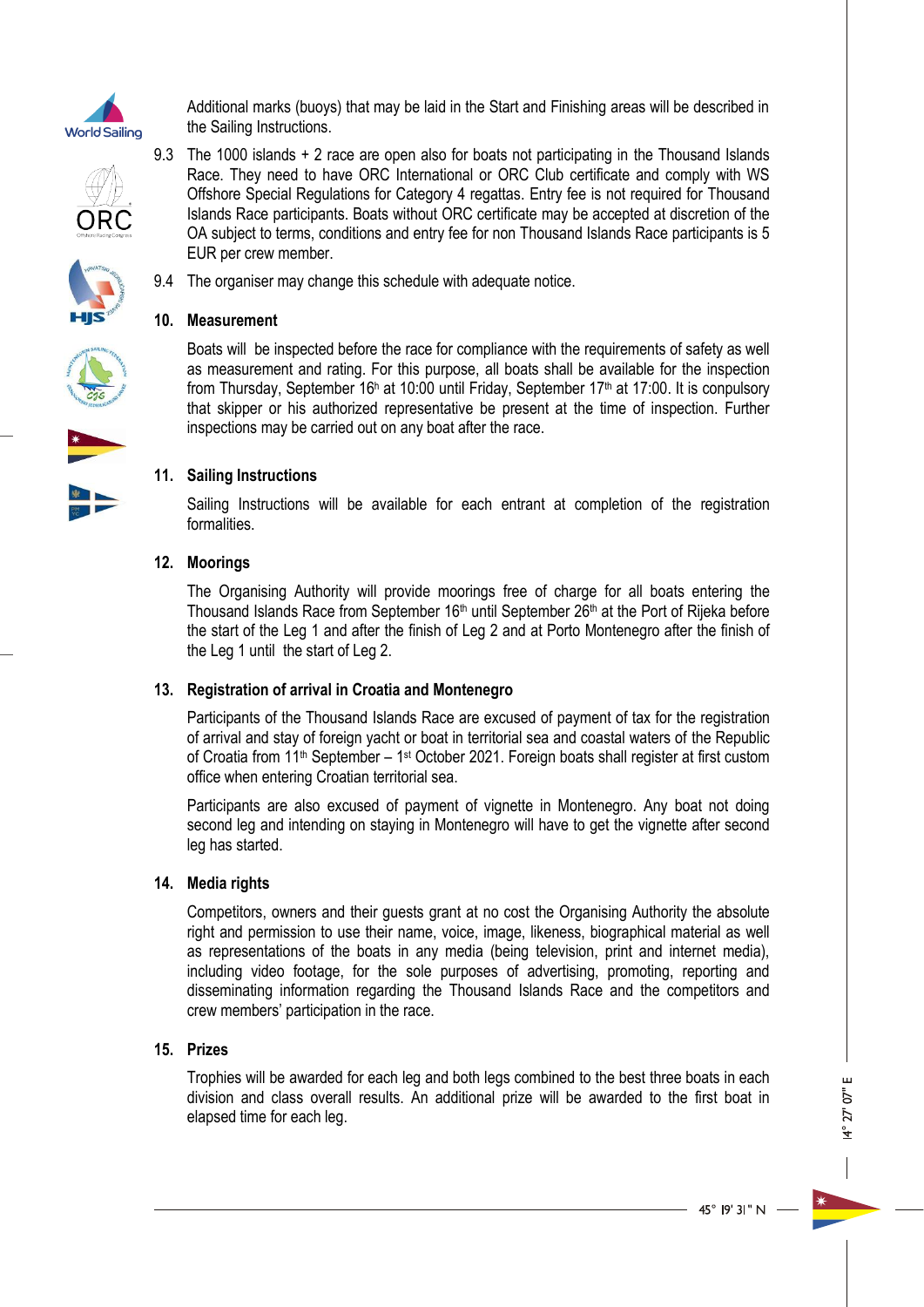Additional marks (buoys) that may be laid in the Start and Finishing areas will be described in the Sailing Instructions.

9.3 The 1000 islands + 2 race are open also for boats not participating in the Thousand Islands Race. They need to have ORC International or ORC Club certificate and comply with WS Offshore Special Regulations for Category 4 regattas. Entry fee is not required for Thousand Islands Race participants. Boats without ORC certificate may be accepted at discretion of the OA subject to terms, conditions and entry fee for non Thousand Islands Race participants is 5 EUR per crew member.

9.4 The organiser may change this schedule with adequate notice.

## 10. Measurement

Boats will be inspected before the race for compliance with the requirements of safety as well as measurement and rating. For this purpose, all boats shall be available for the inspection from Thursday, September 16th at 10:00 until Friday, September 17th at 17:00. It is conpulsory that skipper or his authorized representative be present at the time of inspection. Further inspections may be carried out on any boat after the race.

## 11. Sailing Instructions

Sailing Instructions will be available for each entrant at completion of the registration formalities.

## 12. Moorings

The Organising Authority will provide moorings free of charge for all boats entering the Thousand Islands Race from September 16th until September 26th at the Port of Rijeka before the start of the Leg 1 and after the finish of Leg 2 and at Porto Montenegro after the finish of the Leg 1 until the start of Leg 2.

## 13. Registration of arrival in Croatia and Montenegro

Participants of the Thousand Islands Race are excused of payment of tax for the registration of arrival and stay of foreign yacht or boat in territorial sea and coastal waters of the Republic of Croatia from 11th September – 1st October 2021. Foreign boats shall register at first custom office when entering Croatian territorial sea.

Participants are also excused of payment of vignette in Montenegro. Any boat not doing second leg and intending on staying in Montenegro will have to get the vignette after second leg has started.

## 14. Media rights

Competitors, owners and their guests grant at no cost the Organising Authority the absolute right and permission to use their name, voice, image, likeness, biographical material as well as representations of the boats in any media (being television, print and internet media), including video footage, for the sole purposes of advertising, promoting, reporting and disseminating information regarding the Thousand Islands Race and the competitors and crew members' participation in the race.

## 15. Prizes

Trophies will be awarded for each leg and both legs combined to the best three boats in each division and class overall results. An additional prize will be awarded to the first boat in elapsed time for each leg.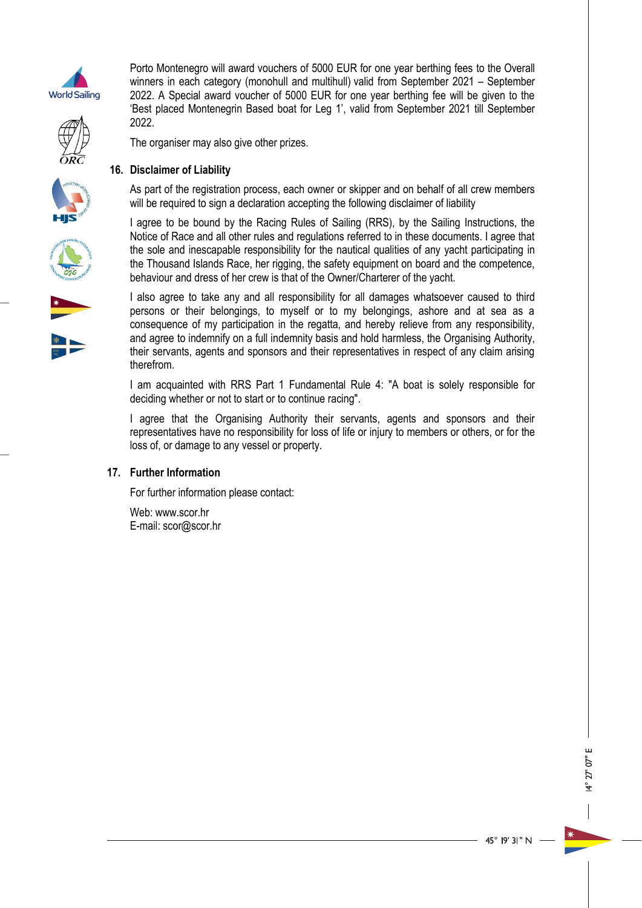Porto Montenegro will award vouchers of 5000 EUR for one year berthing fees to the Overall winners in each category (monohull and multihull) valid from September 2021 – September 2022. A Special award voucher of 5000 EUR for one year berthing fee will be given to the 'Best placed Montenegrin Based boat for Leg 1', valid from September 2021 till September 2022.

The organiser may also give other prizes.

## 16. Disclaimer of Liability

As part of the registration process, each owner or skipper and on behalf of all crew members will be required to sign a declaration accepting the following disclaimer of liability

I agree to be bound by the Racing Rules of Sailing (RRS), by the Sailing Instructions, the Notice of Race and all other rules and regulations referred to in these documents. I agree that the sole and inescapable responsibility for the nautical qualities of any yacht participating in the Thousand Islands Race, her rigging, the safety equipment on board and the competence, behaviour and dress of her crew is that of the Owner/Charterer of the yacht.

I also agree to take any and all responsibility for all damages whatsoever caused to third persons or their belongings, to myself or to my belongings, ashore and at sea as a consequence of my participation in the regatta, and hereby relieve from any responsibility, and agree to indemnify on a full indemnity basis and hold harmless, the Organising Authority, their servants, agents and sponsors and their representatives in respect of any claim arising therefrom.

I am acquainted with RRS Part 1 Fundamental Rule 4: "A boat is solely responsible for deciding whether or not to start or to continue racing".

I agree that the Organising Authority their servants, agents and sponsors and their representatives have no responsibility for loss of life or injury to members or others, or for the loss of, or damage to any vessel or property.

## 17. Further Information

For further information please contact:

Web: www.scor.hr
E-mail: scor@scor.hr